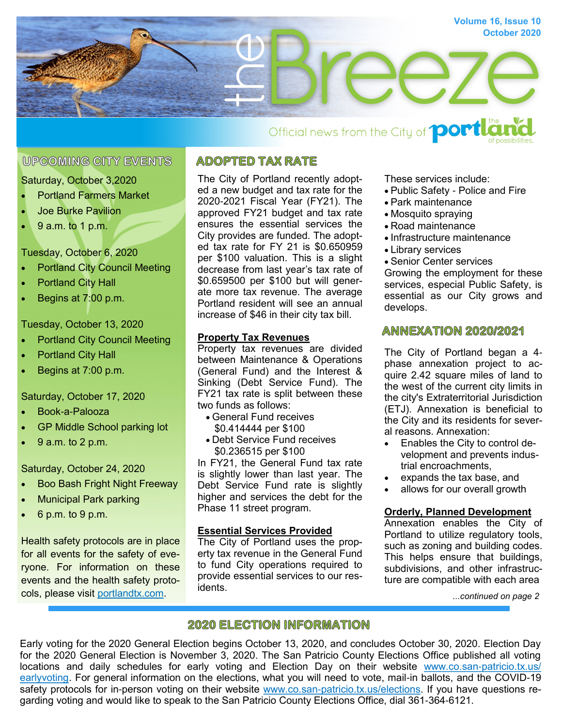# the Breeze

Volume 16, Issue 10
October 2020

Official news from the City of Portland — the land of possibilities.

## UPCOMING CITY EVENTS

Saturday, October 3,2020

- Portland Farmers Market
- Joe Burke Pavilion
- 9 a.m. to 1 p.m.

Tuesday, October 6, 2020

- Portland City Council Meeting
- Portland City Hall
- Begins at 7:00 p.m.

Tuesday, October 13, 2020

- Portland City Council Meeting
- Portland City Hall
- Begins at 7:00 p.m.

Saturday, October 17, 2020

- Book-a-Palooza
- GP Middle School parking lot
- 9 a.m. to 2 p.m.

Saturday, October 24, 2020

- Boo Bash Fright Night Freeway
- Municipal Park parking
- 6 p.m. to 9 p.m.

Health safety protocols are in place for all events for the safety of everyone. For information on these events and the health safety protocols, please visit portlandtx.com.

## ADOPTED TAX RATE

The City of Portland recently adopted a new budget and tax rate for the 2020-2021 Fiscal Year (FY21). The approved FY21 budget and tax rate ensures the essential services the City provides are funded. The adopted tax rate for FY 21 is $0.650959 per $100 valuation. This is a slight decrease from last year's tax rate of $0.659500 per $100 but will generate more tax revenue. The average Portland resident will see an annual increase of $46 in their city tax bill.

**Property Tax Revenues**

Property tax revenues are divided between Maintenance & Operations (General Fund) and the Interest & Sinking (Debt Service Fund). The FY21 tax rate is split between these two funds as follows:

- General Fund receives $0.414444 per $100
- Debt Service Fund receives $0.236515 per $100

In FY21, the General Fund tax rate is slightly lower than last year. The Debt Service Fund rate is slightly higher and services the debt for the Phase 11 street program.

**Essential Services Provided**

The City of Portland uses the property tax revenue in the General Fund to fund City operations required to provide essential services to our residents.

These services include:

- Public Safety - Police and Fire
- Park maintenance
- Mosquito spraying
- Road maintenance
- Infrastructure maintenance
- Library services
- Senior Center services

Growing the employment for these services, especial Public Safety, is essential as our City grows and develops.

## ANNEXATION 2020/2021

The City of Portland began a 4-phase annexation project to acquire 2.42 square miles of land to the west of the current city limits in the city's Extraterritorial Jurisdiction (ETJ). Annexation is beneficial to the City and its residents for several reasons. Annexation:

- Enables the City to control development and prevents industrial encroachments,
- expands the tax base, and
- allows for our overall growth

**Orderly, Planned Development**

Annexation enables the City of Portland to utilize regulatory tools, such as zoning and building codes. This helps ensure that buildings, subdivisions, and other infrastructure are compatible with each area

*...continued on page 2*

## 2020 ELECTION INFORMATION

Early voting for the 2020 General Election begins October 13, 2020, and concludes October 30, 2020. Election Day for the 2020 General Election is November 3, 2020. The San Patricio County Elections Office published all voting locations and daily schedules for early voting and Election Day on their website www.co.san-patricio.tx.us/earlyvoting. For general information on the elections, what you will need to vote, mail-in ballots, and the COVID-19 safety protocols for in-person voting on their website www.co.san-patricio.tx.us/elections. If you have questions regarding voting and would like to speak to the San Patricio County Elections Office, dial 361-364-6121.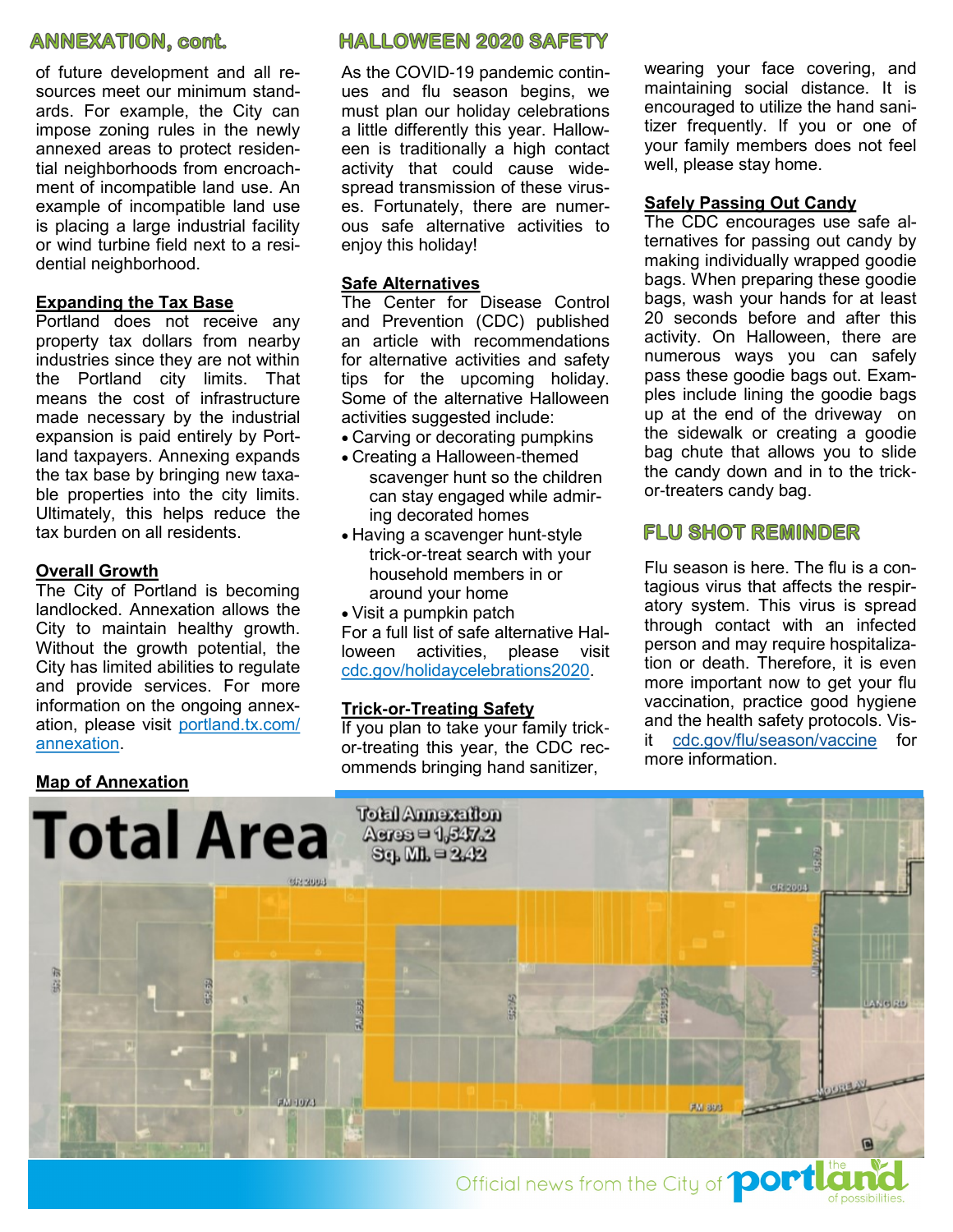## ANNEXATION, cont.

of future development and all resources meet our minimum standards. For example, the City can impose zoning rules in the newly annexed areas to protect residential neighborhoods from encroachment of incompatible land use. An example of incompatible land use is placing a large industrial facility or wind turbine field next to a residential neighborhood.

**Expanding the Tax Base**

Portland does not receive any property tax dollars from nearby industries since they are not within the Portland city limits. That means the cost of infrastructure made necessary by the industrial expansion is paid entirely by Portland taxpayers. Annexing expands the tax base by bringing new taxable properties into the city limits. Ultimately, this helps reduce the tax burden on all residents.

**Overall Growth**

The City of Portland is becoming landlocked. Annexation allows the City to maintain healthy growth. Without the growth potential, the City has limited abilities to regulate and provide services. For more information on the ongoing annexation, please visit portland.tx.com/annexation.

**Map of Annexation**

Total Area

Total Annexation
Acres = 1,547.2
Sq. Mi. = 2.42

CR 2004
CR 2004
FM 893
FM 893
FM 1074
MIDWAY RD
LANG RD
MOORE AV

## HALLOWEEN 2020 SAFETY

As the COVID-19 pandemic continues and flu season begins, we must plan our holiday celebrations a little differently this year. Halloween is traditionally a high contact activity that could cause widespread transmission of these viruses. Fortunately, there are numerous safe alternative activities to enjoy this holiday!

**Safe Alternatives**

The Center for Disease Control and Prevention (CDC) published an article with recommendations for alternative activities and safety tips for the upcoming holiday. Some of the alternative Halloween activities suggested include:

- Carving or decorating pumpkins
- Creating a Halloween-themed scavenger hunt so the children can stay engaged while admiring decorated homes
- Having a scavenger hunt-style trick-or-treat search with your household members in or around your home
- Visit a pumpkin patch

For a full list of safe alternative Halloween activities, please visit cdc.gov/holidaycelebrations2020.

**Trick-or-Treating Safety**

If you plan to take your family trick-or-treating this year, the CDC recommends bringing hand sanitizer, wearing your face covering, and maintaining social distance. It is encouraged to utilize the hand sanitizer frequently. If you or one of your family members does not feel well, please stay home.

**Safely Passing Out Candy**

The CDC encourages use safe alternatives for passing out candy by making individually wrapped goodie bags. When preparing these goodie bags, wash your hands for at least 20 seconds before and after this activity. On Halloween, there are numerous ways you can safely pass these goodie bags out. Examples include lining the goodie bags up at the end of the driveway on the sidewalk or creating a goodie bag chute that allows you to slide the candy down and in to the trick-or-treaters candy bag.

## FLU SHOT REMINDER

Flu season is here. The flu is a contagious virus that affects the respiratory system. This virus is spread through contact with an infected person and may require hospitalization or death. Therefore, it is even more important now to get your flu vaccination, practice good hygiene and the health safety protocols. Visit cdc.gov/flu/season/vaccine for more information.